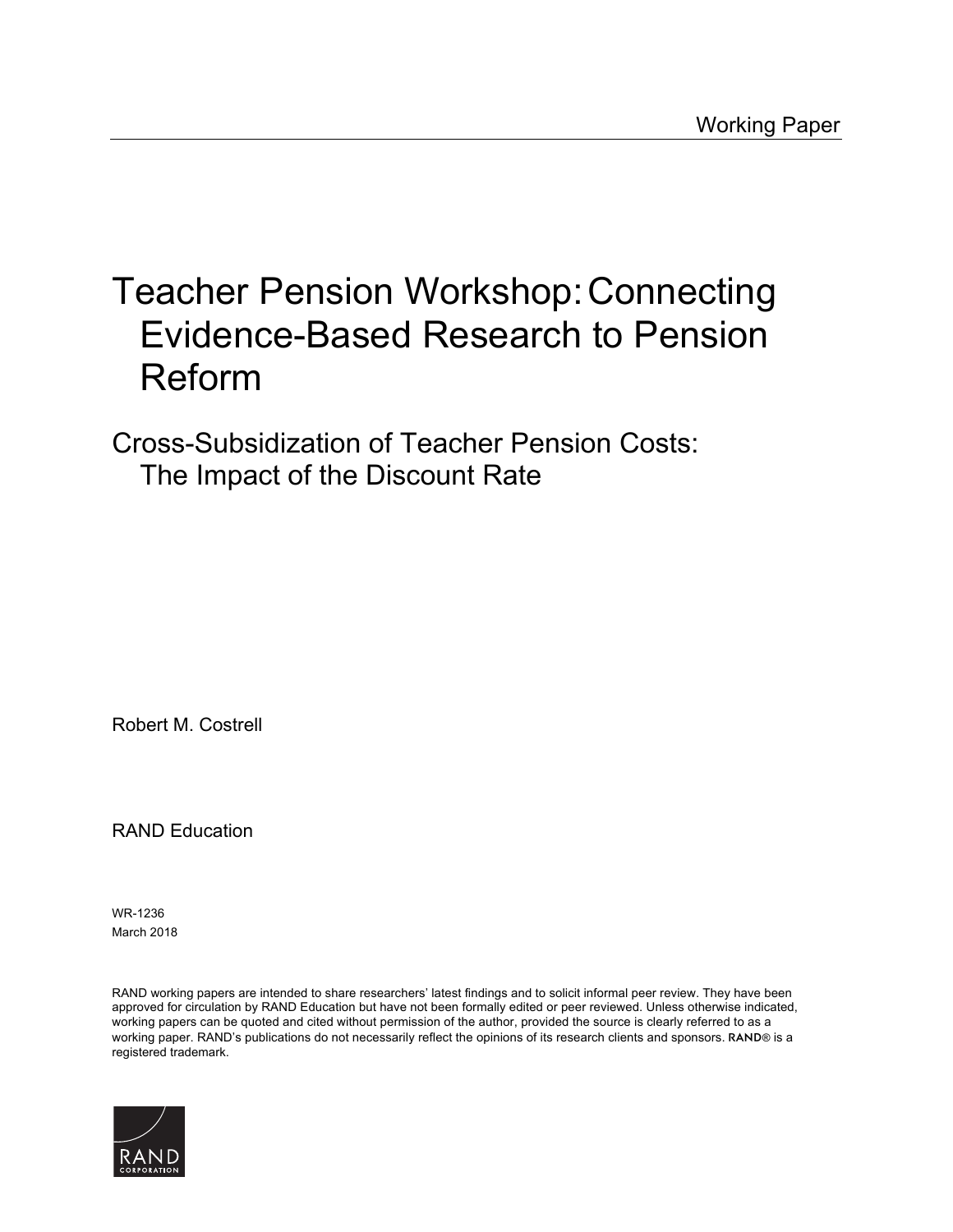Working Paper

# Teacher Pension Workshop: Connecting Evidence-Based Research to Pension Reform

## Cross-Subsidization of Teacher Pension Costs: The Impact of the Discount Rate

Robert M. Costrell

RAND Education

WR-1236
March 2018

RAND working papers are intended to share researchers' latest findings and to solicit informal peer review. They have been approved for circulation by RAND Education but have not been formally edited or peer reviewed. Unless otherwise indicated, working papers can be quoted and cited without permission of the author, provided the source is clearly referred to as a working paper. RAND's publications do not necessarily reflect the opinions of its research clients and sponsors. RAND® is a registered trademark.

RAND CORPORATION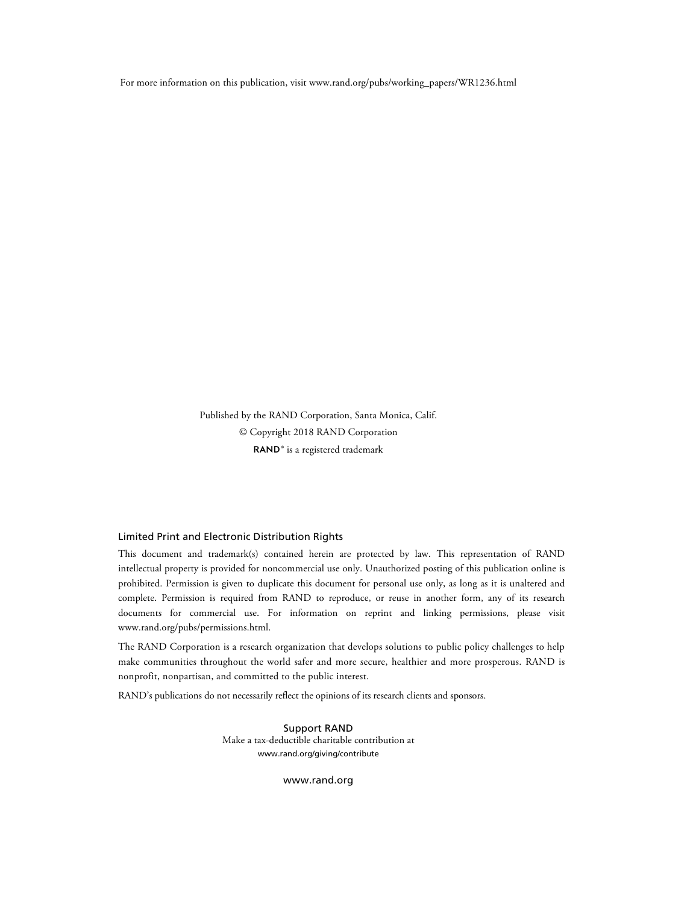For more information on this publication, visit www.rand.org/pubs/working_papers/WR1236.html

Published by the RAND Corporation, Santa Monica, Calif.

© Copyright 2018 RAND Corporation

RAND® is a registered trademark

## Limited Print and Electronic Distribution Rights

This document and trademark(s) contained herein are protected by law. This representation of RAND intellectual property is provided for noncommercial use only. Unauthorized posting of this publication online is prohibited. Permission is given to duplicate this document for personal use only, as long as it is unaltered and complete. Permission is required from RAND to reproduce, or reuse in another form, any of its research documents for commercial use. For information on reprint and linking permissions, please visit www.rand.org/pubs/permissions.html.

The RAND Corporation is a research organization that develops solutions to public policy challenges to help make communities throughout the world safer and more secure, healthier and more prosperous. RAND is nonprofit, nonpartisan, and committed to the public interest.

RAND's publications do not necessarily reflect the opinions of its research clients and sponsors.

Support RAND

Make a tax-deductible charitable contribution at

www.rand.org/giving/contribute

www.rand.org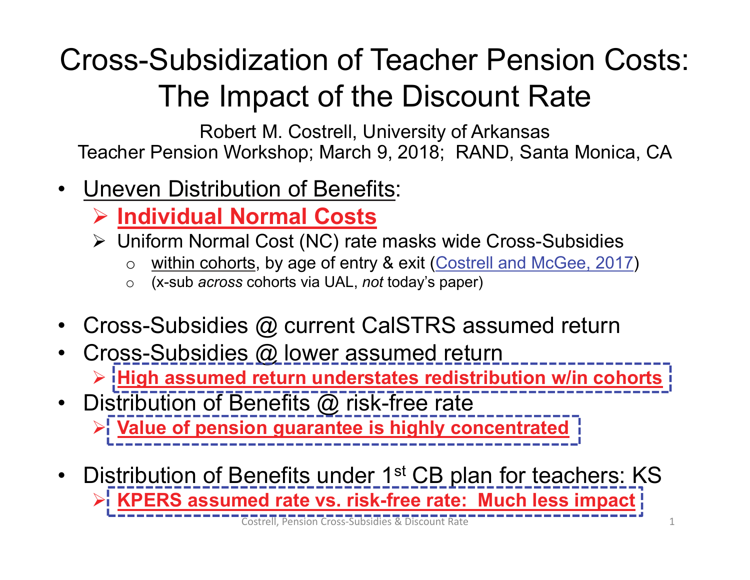# Cross-Subsidization of Teacher Pension Costs: The Impact of the Discount Rate

Robert M. Costrell, University of Arkansas
Teacher Pension Workshop; March 9, 2018; RAND, Santa Monica, CA

- Uneven Distribution of Benefits:
  - **Individual Normal Costs**
  - Uniform Normal Cost (NC) rate masks wide Cross-Subsidies
    - within cohorts, by age of entry & exit (Costrell and McGee, 2017)
    - (x-sub *across* cohorts via UAL, *not* today's paper)

- Cross-Subsidies @ current CalSTRS assumed return
- Cross-Subsidies @ lower assumed return
  - **High assumed return understates redistribution w/in cohorts**
- Distribution of Benefits @ risk-free rate
  - **Value of pension guarantee is highly concentrated**

- Distribution of Benefits under 1st CB plan for teachers: KS
  - **KPERS assumed rate vs. risk-free rate: Much less impact**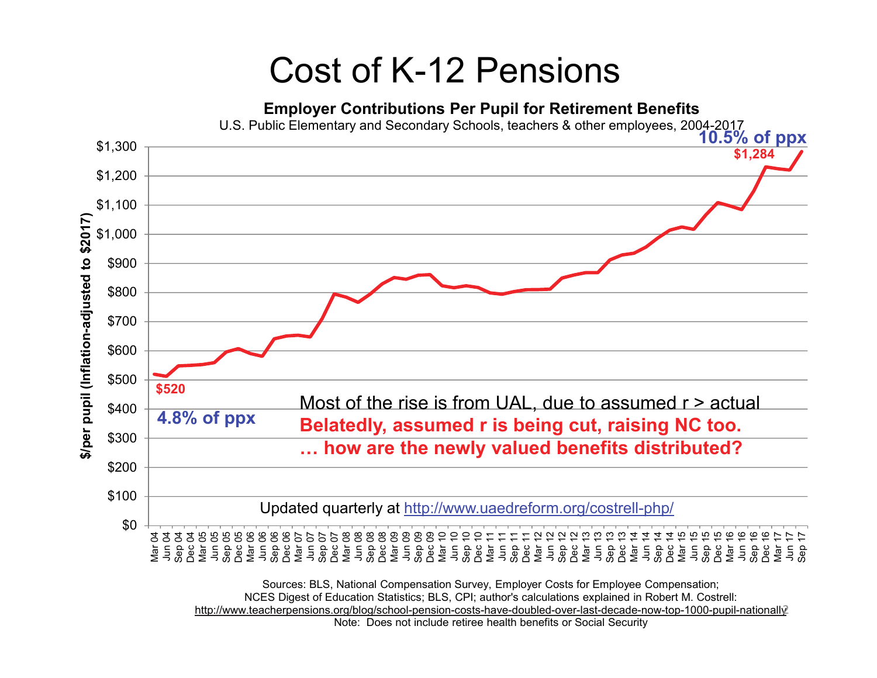# Cost of K-12 Pensions

**Employer Contributions Per Pupil for Retirement Benefits**

U.S. Public Elementary and Secondary Schools, teachers & other employees, 2004-2017

$/per pupil (Inflation-adjusted to $2017)

**$520** — **4.8% of ppx**

**$1,284** — **10.5% of ppx**

Most of the rise is from UAL, due to assumed r > actual

**Belatedly, assumed r is being cut, raising NC too.**

**… how are the newly valued benefits distributed?**

Updated quarterly at http://www.uaedreform.org/costrell-php/

Sources: BLS, National Compensation Survey, Employer Costs for Employee Compensation; NCES Digest of Education Statistics; BLS, CPI; author's calculations explained in Robert M. Costrell: http://www.teacherpensions.org/blog/school-pension-costs-have-doubled-over-last-decade-now-top-1000-pupil-nationally

Note: Does not include retiree health benefits or Social Security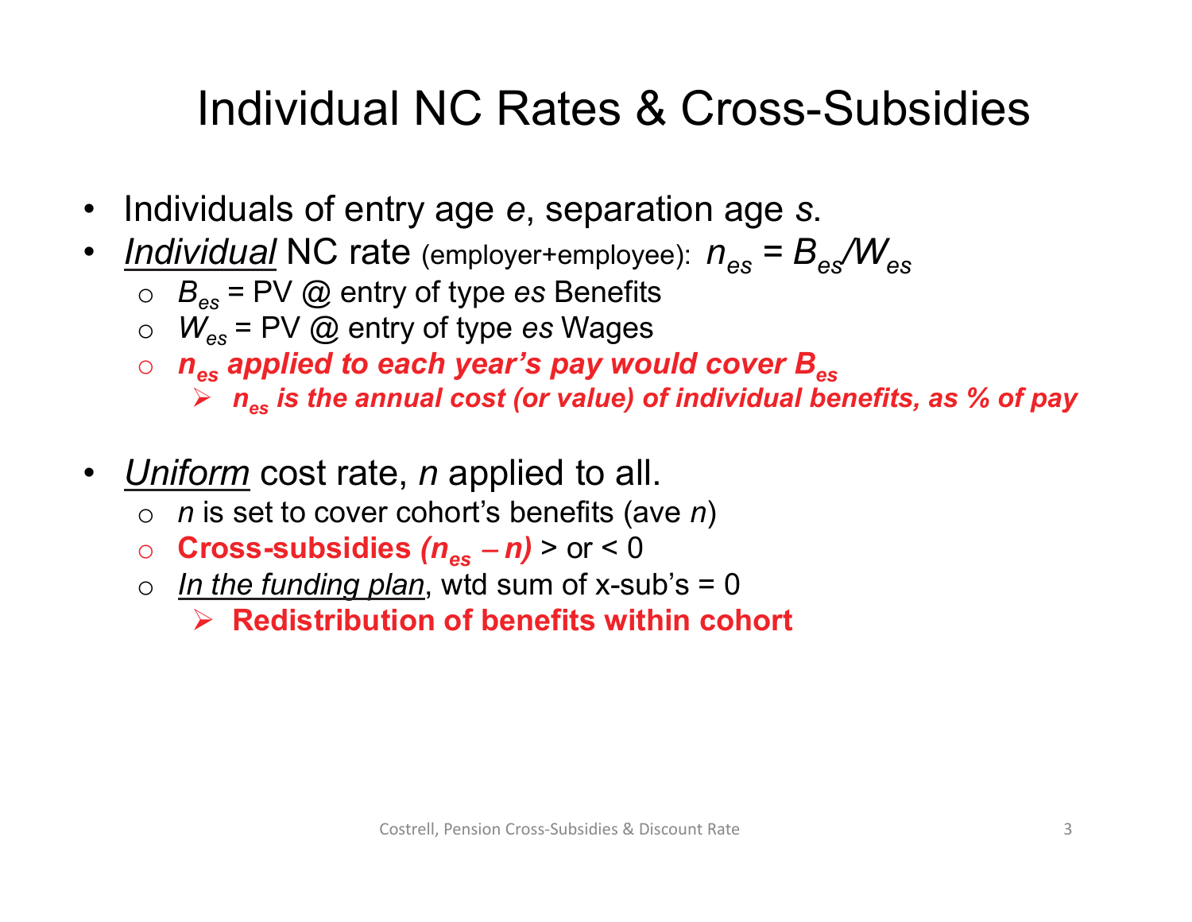# Individual NC Rates & Cross-Subsidies

- Individuals of entry age *e*, separation age *s*.
- *Individual* NC rate (employer+employee): $n_{es} = B_{es}/W_{es}$
  - $B_{es}$ = PV @ entry of type *es* Benefits
  - $W_{es}$ = PV @ entry of type *es* Wages
  - ***$n_{es}$ applied to each year's pay would cover $B_{es}$***
    - ***$n_{es}$ is the annual cost (or value) of individual benefits, as % of pay***

- *Uniform* cost rate, *n* applied to all.
  - *n* is set to cover cohort's benefits (ave *n*)
  - **Cross-subsidies *($n_{es}$ – $n$)*** > or < 0
  - *In the funding plan*, wtd sum of x-sub's = 0
    - **Redistribution of benefits within cohort**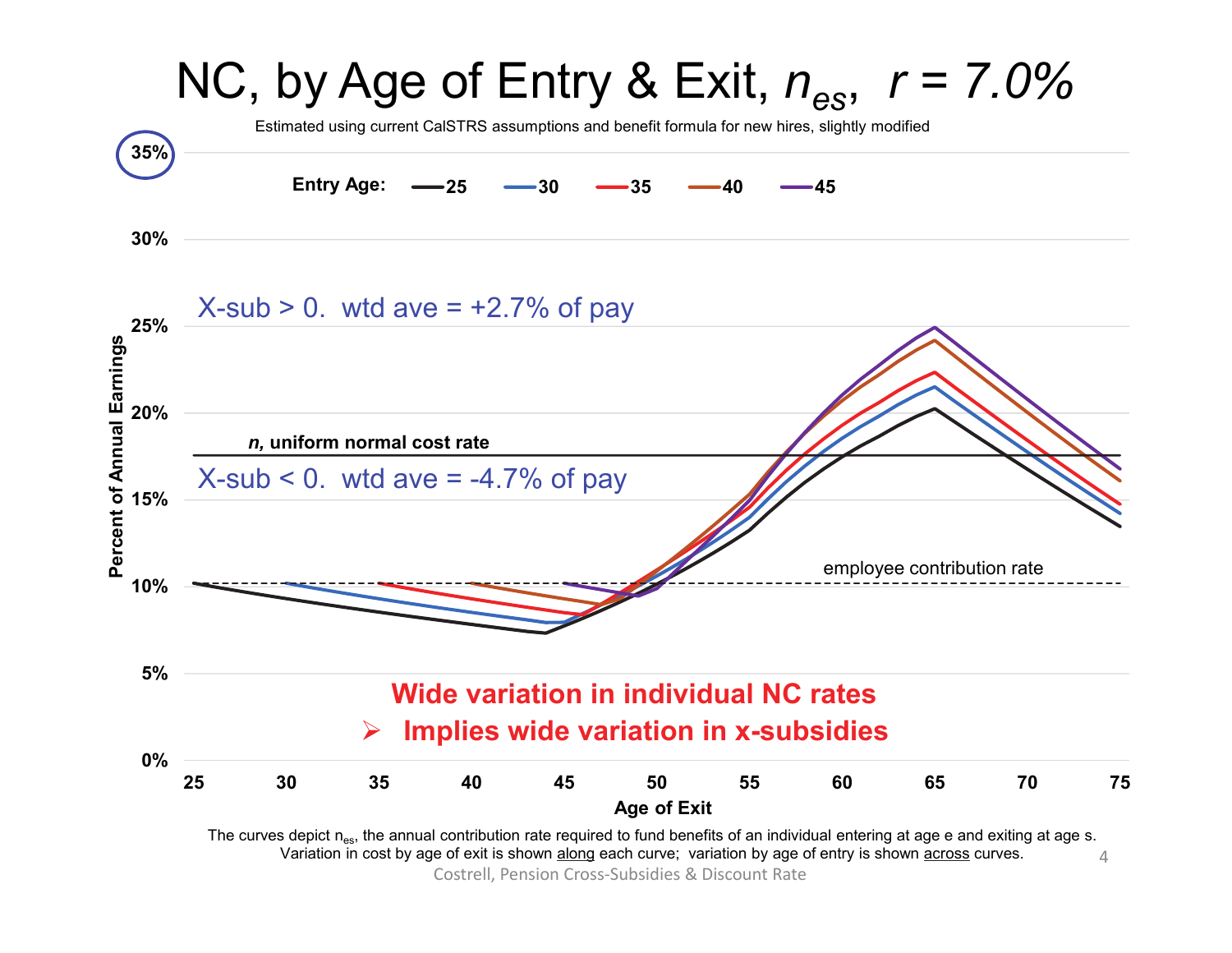# NC, by Age of Entry & Exit, $n_{es}$, $r = 7.0\%$

Estimated using current CalSTRS assumptions and benefit formula for new hires, slightly modified

Entry Age: 25, 30, 35, 40, 45

X-sub > 0. wtd ave = +2.7% of pay

*n*, uniform normal cost rate

X-sub < 0. wtd ave = -4.7% of pay

employee contribution rate

**Wide variation in individual NC rates**

➢ **Implies wide variation in x-subsidies**

Percent of Annual Earnings

Age of Exit

The curves depict $n_{es}$, the annual contribution rate required to fund benefits of an individual entering at age e and exiting at age s. Variation in cost by age of exit is shown along each curve; variation by age of entry is shown across curves.

Costrell, Pension Cross-Subsidies & Discount Rate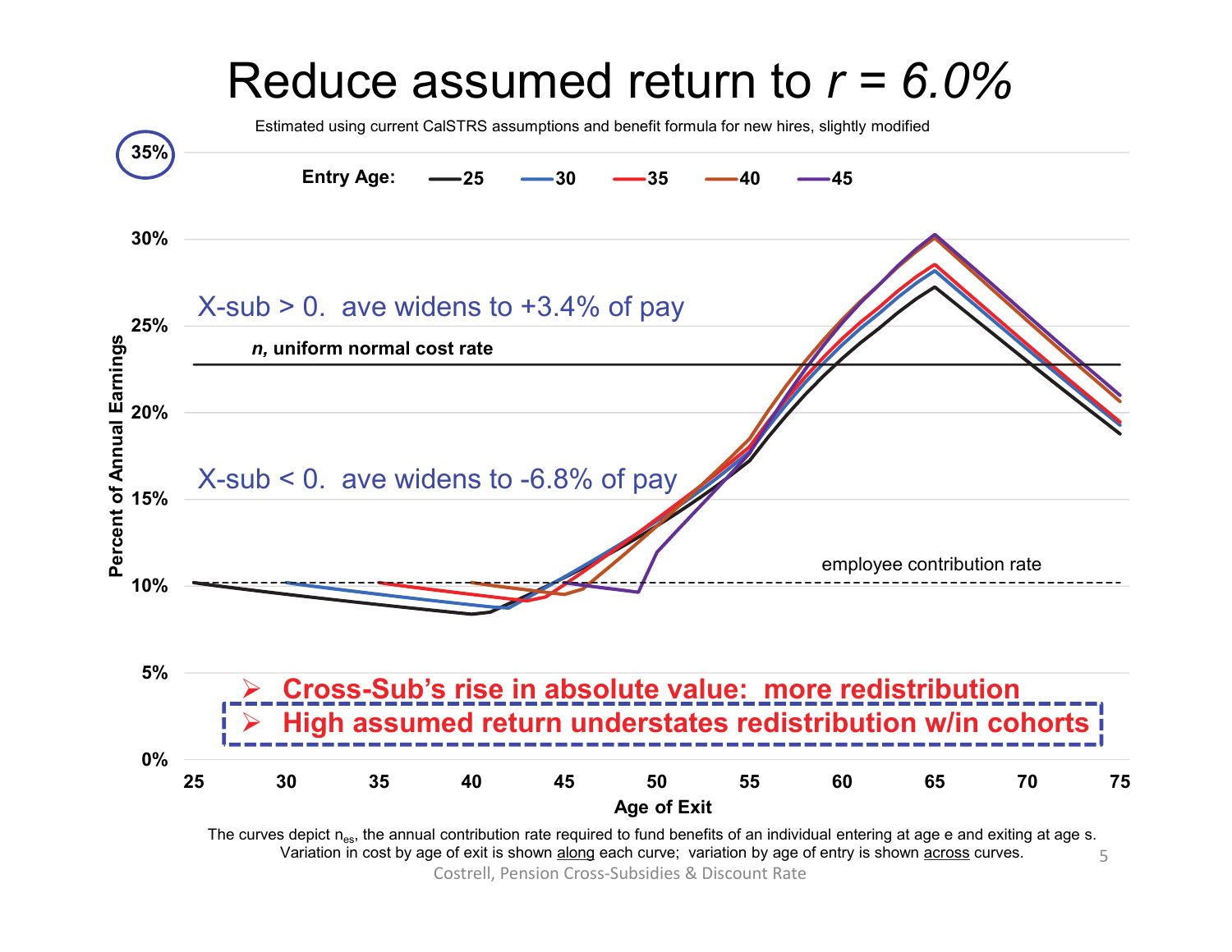# Reduce assumed return to $r$ = 6.0%

Estimated using current CalSTRS assumptions and benefit formula for new hires, slightly modified

Entry Age: 25, 30, 35, 40, 45

X-sub > 0. ave widens to +3.4% of pay

$n$, uniform normal cost rate

X-sub < 0. ave widens to -6.8% of pay

employee contribution rate

Percent of Annual Earnings

Age of Exit

- **Cross-Sub's rise in absolute value: more redistribution**
- **High assumed return understates redistribution w/in cohorts**

The curves depict $n_{es}$, the annual contribution rate required to fund benefits of an individual entering at age e and exiting at age s. Variation in cost by age of exit is shown along each curve; variation by age of entry is shown across curves.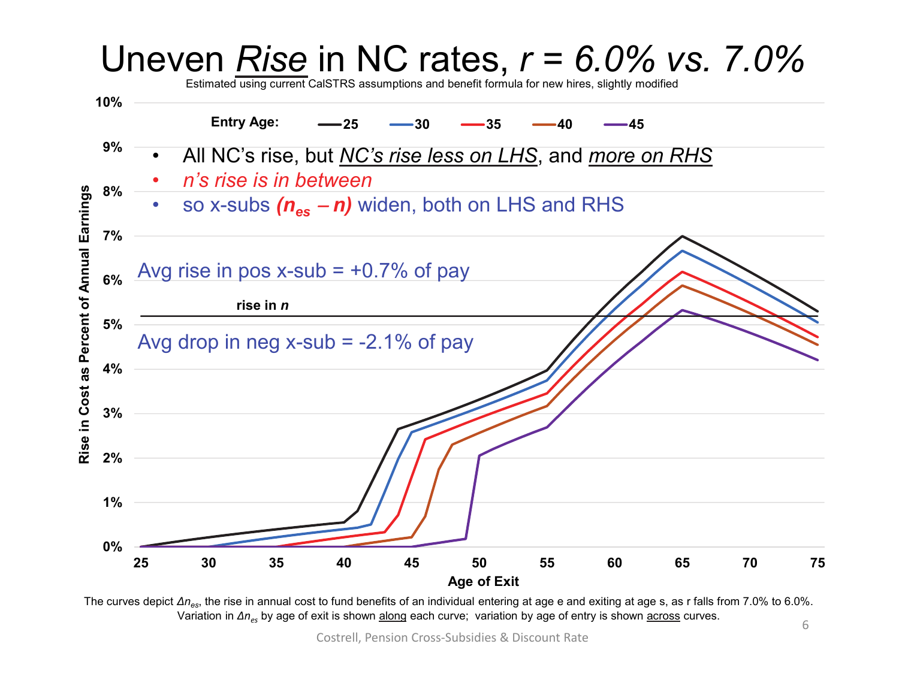# Uneven *Rise* in NC rates, *r = 6.0% vs. 7.0%*

Estimated using current CalSTRS assumptions and benefit formula for new hires, slightly modified

Entry Age: 25, 30, 35, 40, 45

- All NC's rise, but *NC's rise less on LHS*, and *more on RHS*
- *n's rise is in between*
- so x-subs ***($n_{es}$ – $n$)*** widen, both on LHS and RHS

Avg rise in pos x-sub = +0.7% of pay

rise in *n*

Avg drop in neg x-sub = -2.1% of pay

Rise in Cost as Percent of Annual Earnings

Age of Exit

The curves depict $\Delta n_{es}$, the rise in annual cost to fund benefits of an individual entering at age e and exiting at age s, as r falls from 7.0% to 6.0%. Variation in $\Delta n_{es}$ by age of exit is shown along each curve; variation by age of entry is shown across curves.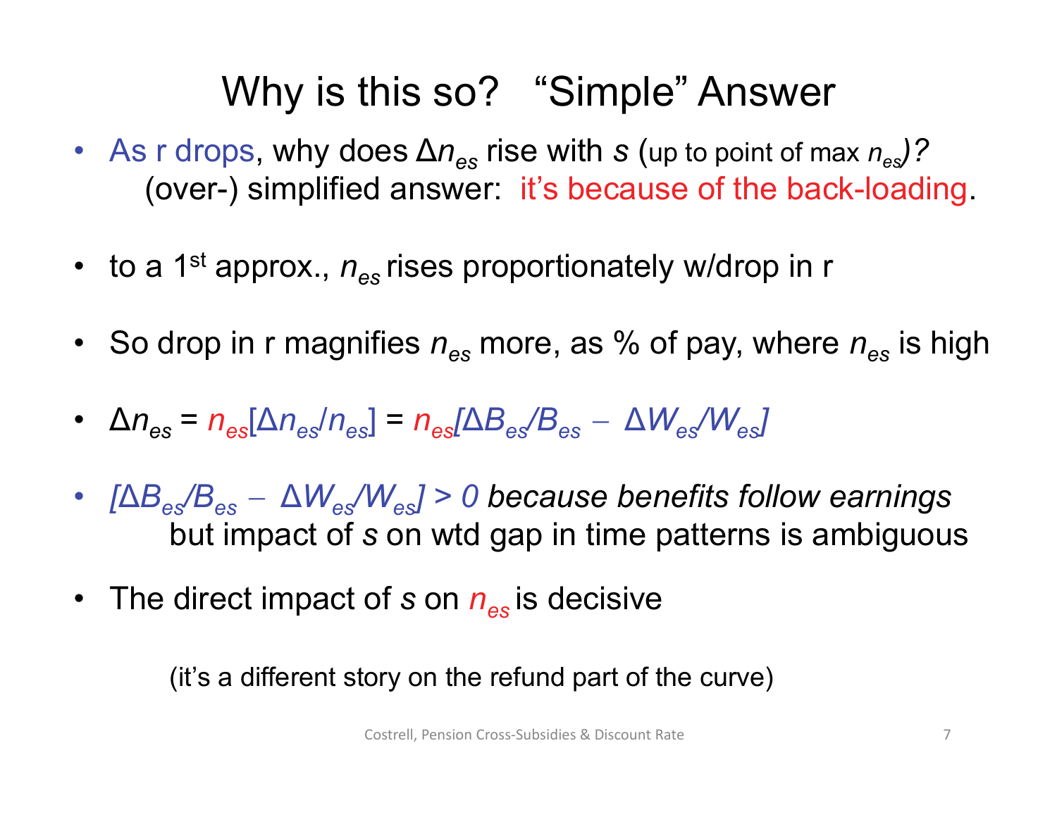# Why is this so? "Simple" Answer

- As r drops, why does $\Delta n_{es}$ rise with $s$ (up to point of max $n_{es}$)?
  (over-) simplified answer: it's because of the back-loading.

- to a 1st approx., $n_{es}$ rises proportionately w/drop in r

- So drop in r magnifies $n_{es}$ more, as % of pay, where $n_{es}$ is high

- $\Delta n_{es} = n_{es}[\Delta n_{es}/n_{es}] = n_{es}[\Delta B_{es}/B_{es} - \Delta W_{es}/W_{es}]$

- $[\Delta B_{es}/B_{es} - \Delta W_{es}/W_{es}] > 0$ *because benefits follow earnings*
  but impact of $s$ on wtd gap in time patterns is ambiguous

- The direct impact of $s$ on $n_{es}$ is decisive

(it's a different story on the refund part of the curve)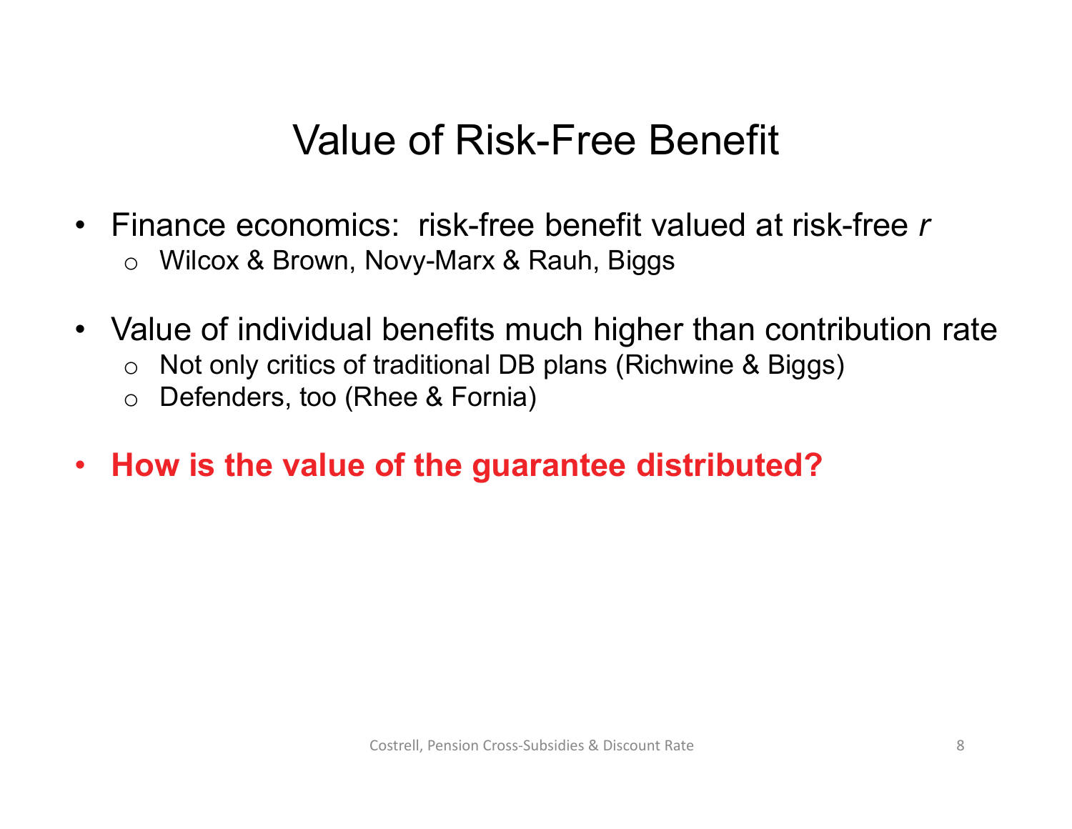# Value of Risk-Free Benefit

- Finance economics: risk-free benefit valued at risk-free *r*
  - Wilcox & Brown, Novy-Marx & Rauh, Biggs
- Value of individual benefits much higher than contribution rate
  - Not only critics of traditional DB plans (Richwine & Biggs)
  - Defenders, too (Rhee & Fornia)
- **How is the value of the guarantee distributed?**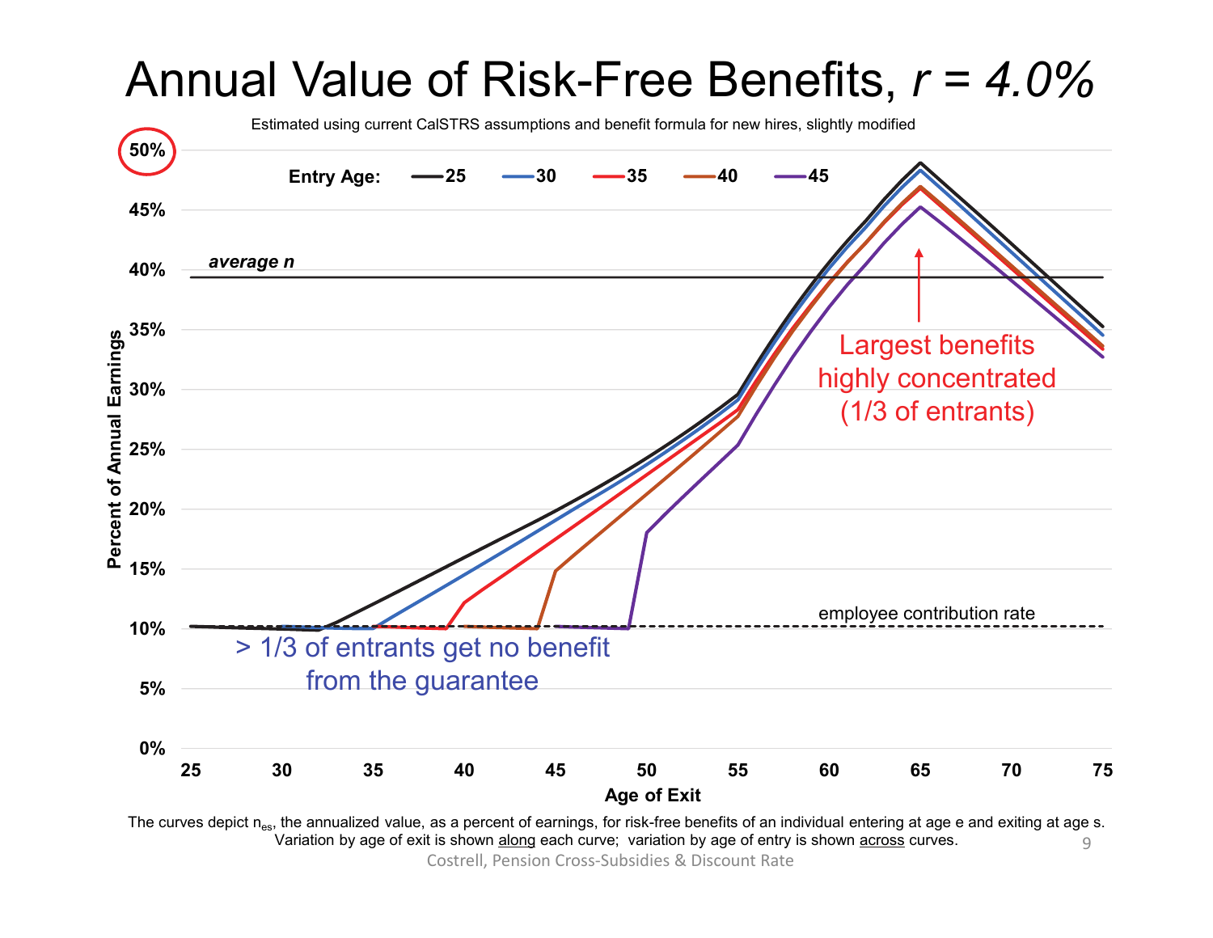# Annual Value of Risk-Free Benefits, $r$ = 4.0%

Estimated using current CalSTRS assumptions and benefit formula for new hires, slightly modified

Entry Age: 25, 30, 35, 40, 45

average n

Largest benefits highly concentrated (1/3 of entrants)

employee contribution rate

> 1/3 of entrants get no benefit from the guarantee

Percent of Annual Earnings

Age of Exit

The curves depict $n_{es}$, the annualized value, as a percent of earnings, for risk-free benefits of an individual entering at age e and exiting at age s. Variation by age of exit is shown along each curve; variation by age of entry is shown across curves.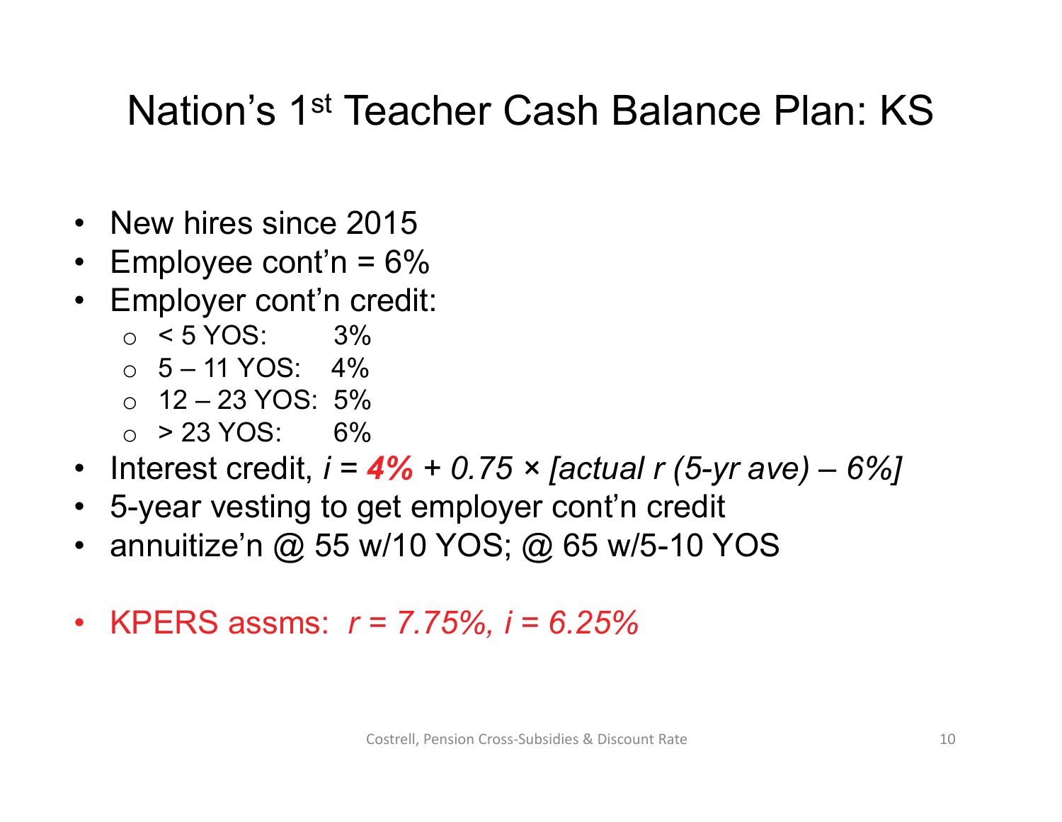# Nation's 1st Teacher Cash Balance Plan: KS

- New hires since 2015
- Employee cont'n = 6%
- Employer cont'n credit:
  - < 5 YOS: 3%
  - 5 – 11 YOS: 4%
  - 12 – 23 YOS: 5%
  - > 23 YOS: 6%
- Interest credit, $i$ = ***4%*** + *0.75 × [actual r (5-yr ave) – 6%]*
- 5-year vesting to get employer cont'n credit
- annuitize'n @ 55 w/10 YOS; @ 65 w/5-10 YOS

- KPERS assms: *r = 7.75%, i = 6.25%*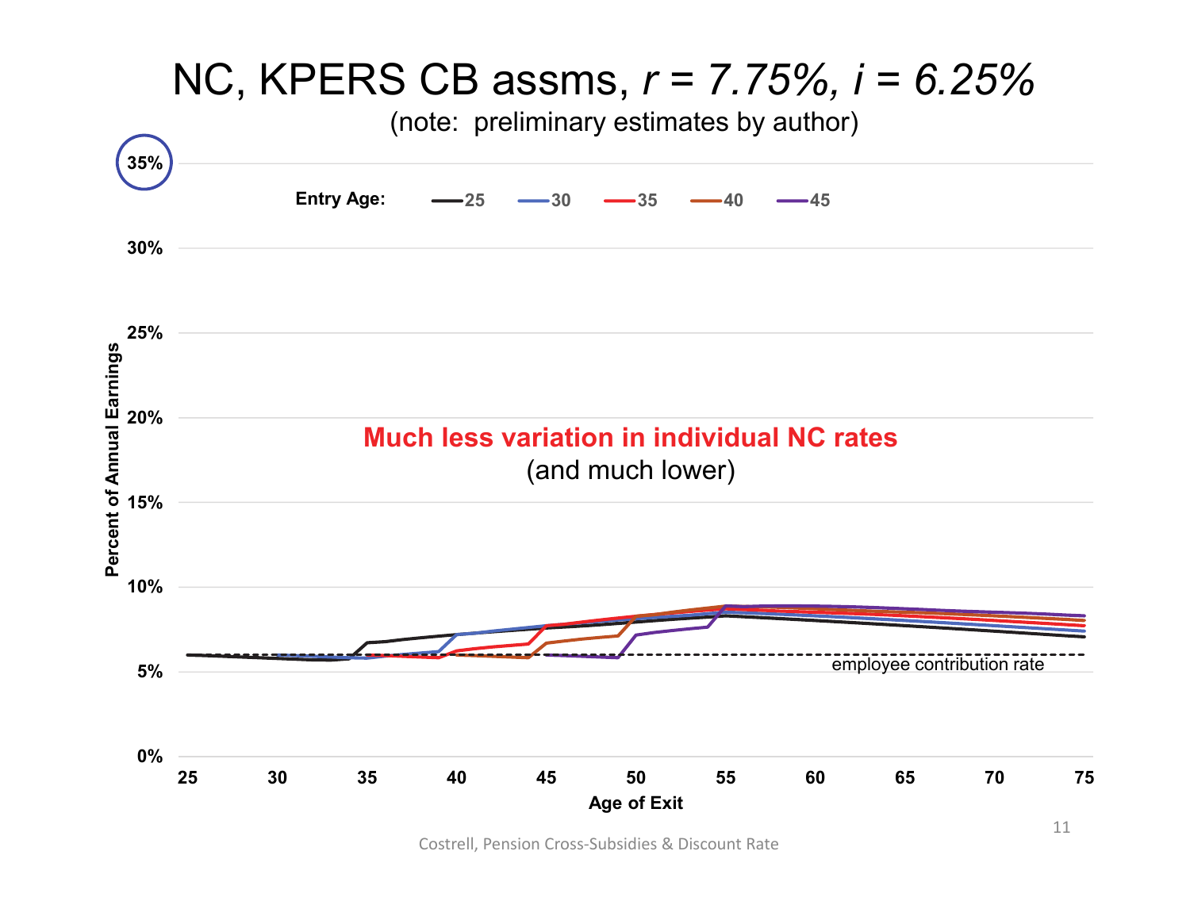# NC, KPERS CB assms, *r = 7.75%, i = 6.25%*

(note: preliminary estimates by author)

Entry Age: 25, 30, 35, 40, 45

**Much less variation in individual NC rates**

(and much lower)

Percent of Annual Earnings: 0%, 5%, 10%, 15%, 20%, 25%, 30%, 35%

Age of Exit: 25, 30, 35, 40, 45, 50, 55, 60, 65, 70, 75

employee contribution rate

Costrell, Pension Cross-Subsidies & Discount Rate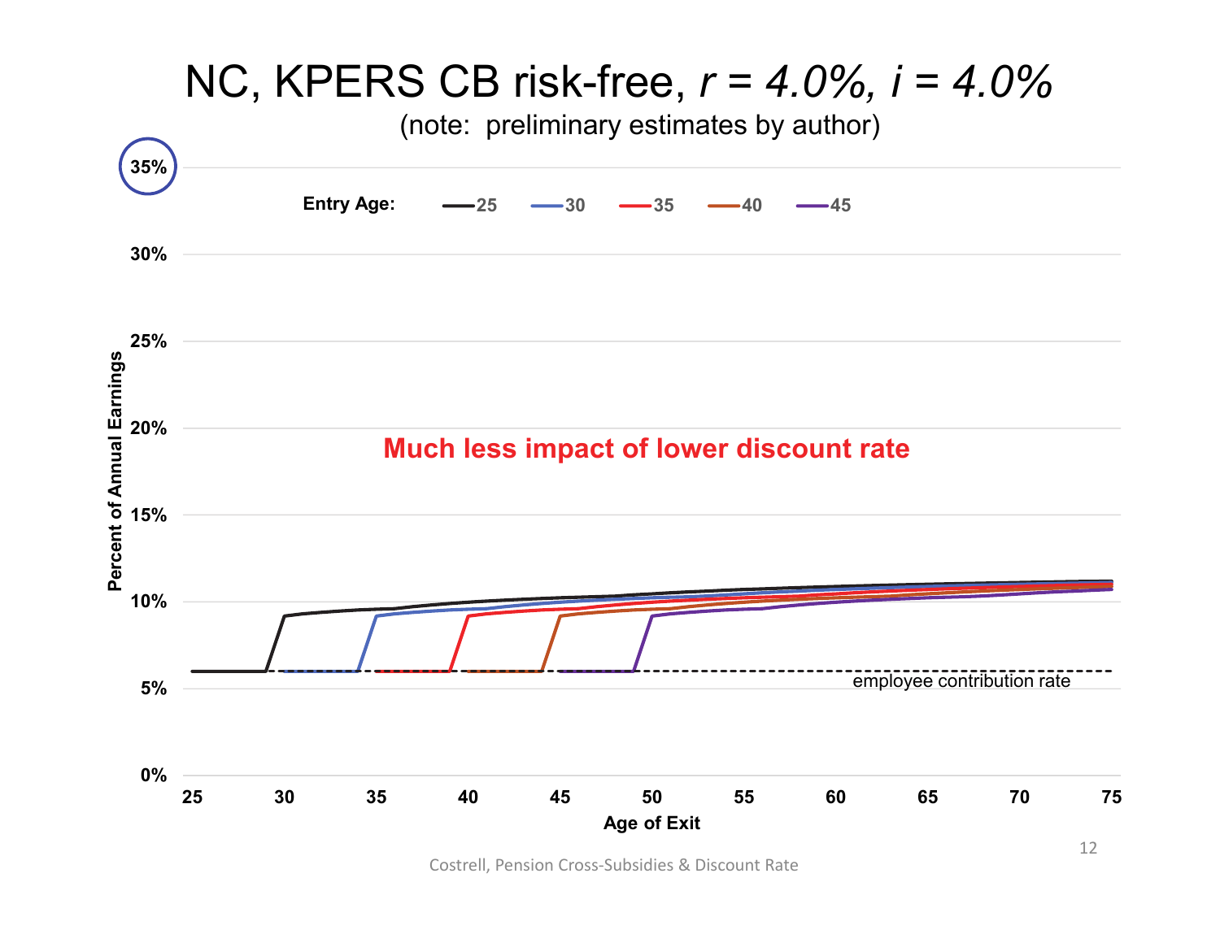# NC, KPERS CB risk-free, *r = 4.0%*, *i = 4.0%*

(note: preliminary estimates by author)

Entry Age: 25, 30, 35, 40, 45

**Much less impact of lower discount rate**

Percent of Annual Earnings

employee contribution rate

Age of Exit

Costrell, Pension Cross-Subsidies & Discount Rate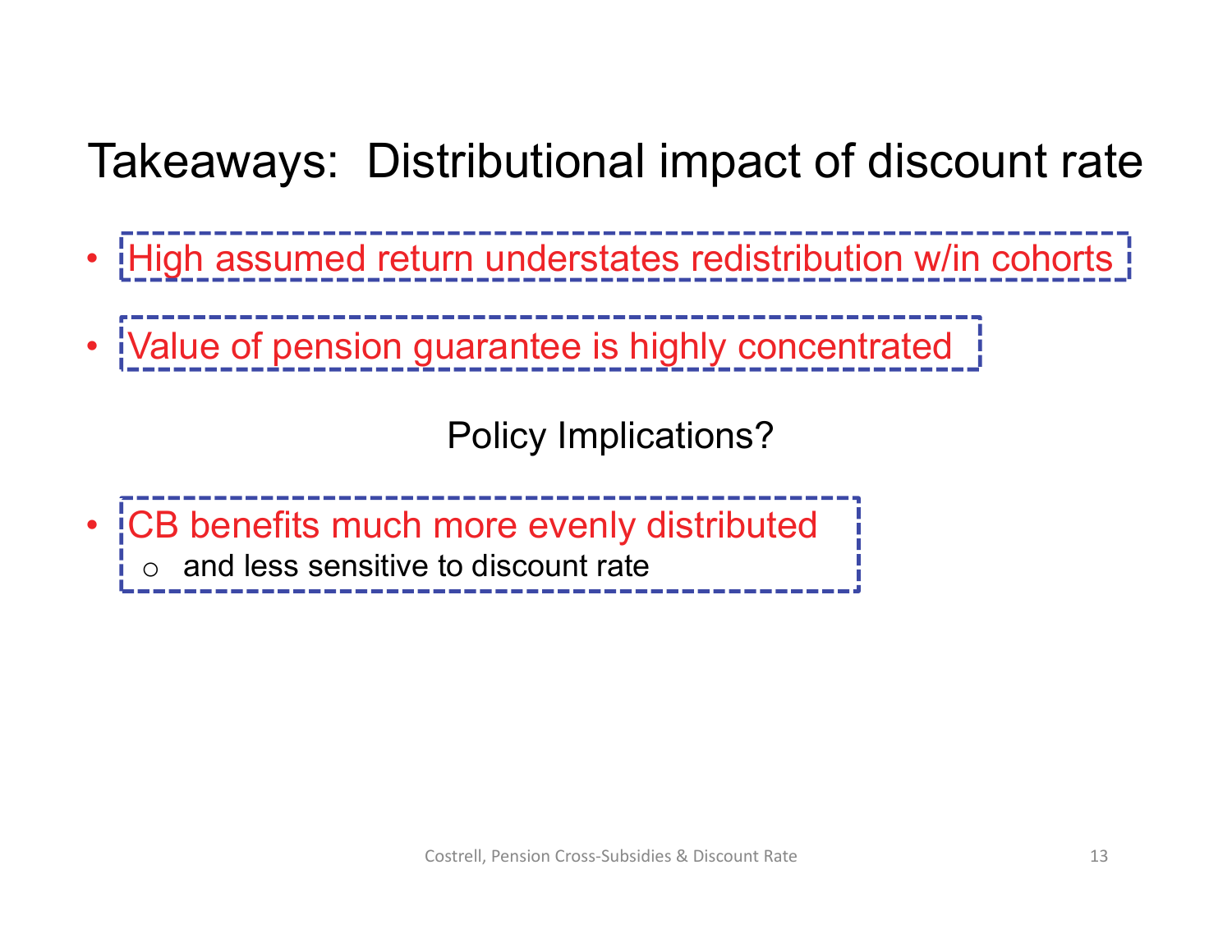# Takeaways: Distributional impact of discount rate

- High assumed return understates redistribution w/in cohorts
- Value of pension guarantee is highly concentrated

Policy Implications?

- CB benefits much more evenly distributed
  - and less sensitive to discount rate